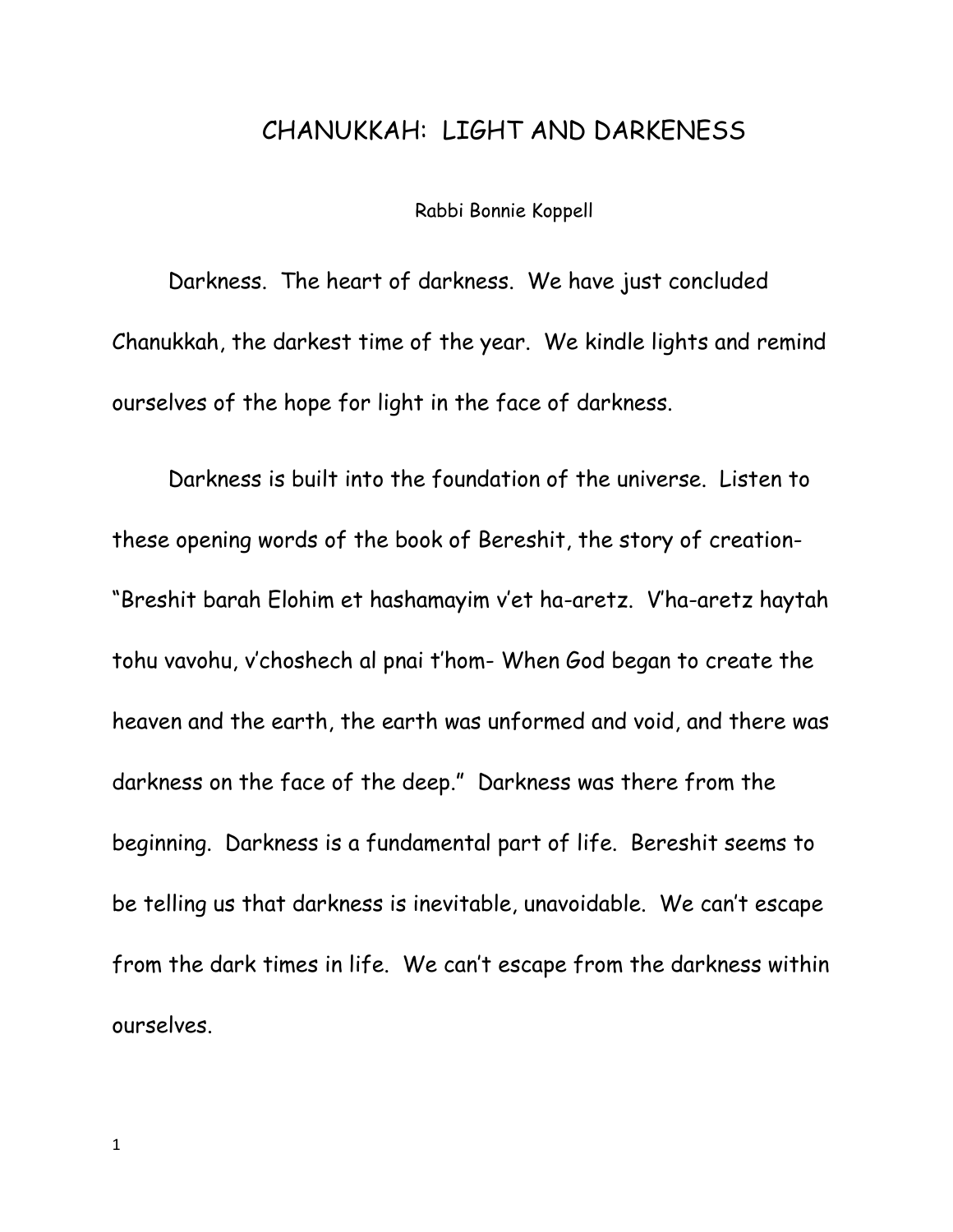# CHANUKKAH: LIGHT AND DARKENESS

Rabbi Bonnie Koppell

Darkness. The heart of darkness. We have just concluded Chanukkah, the darkest time of the year. We kindle lights and remind ourselves of the hope for light in the face of darkness.

Darkness is built into the foundation of the universe. Listen to these opening words of the book of Bereshit, the story of creation- "Breshit barah Elohim et hashamayim v'et ha-aretz. V'ha-aretz haytah tohu vavohu, v'choshech al pnai t'hom- When God began to create the heaven and the earth, the earth was unformed and void, and there was darkness on the face of the deep." Darkness was there from the beginning. Darkness is a fundamental part of life. Bereshit seems to be telling us that darkness is inevitable, unavoidable. We can't escape from the dark times in life. We can't escape from the darkness within ourselves.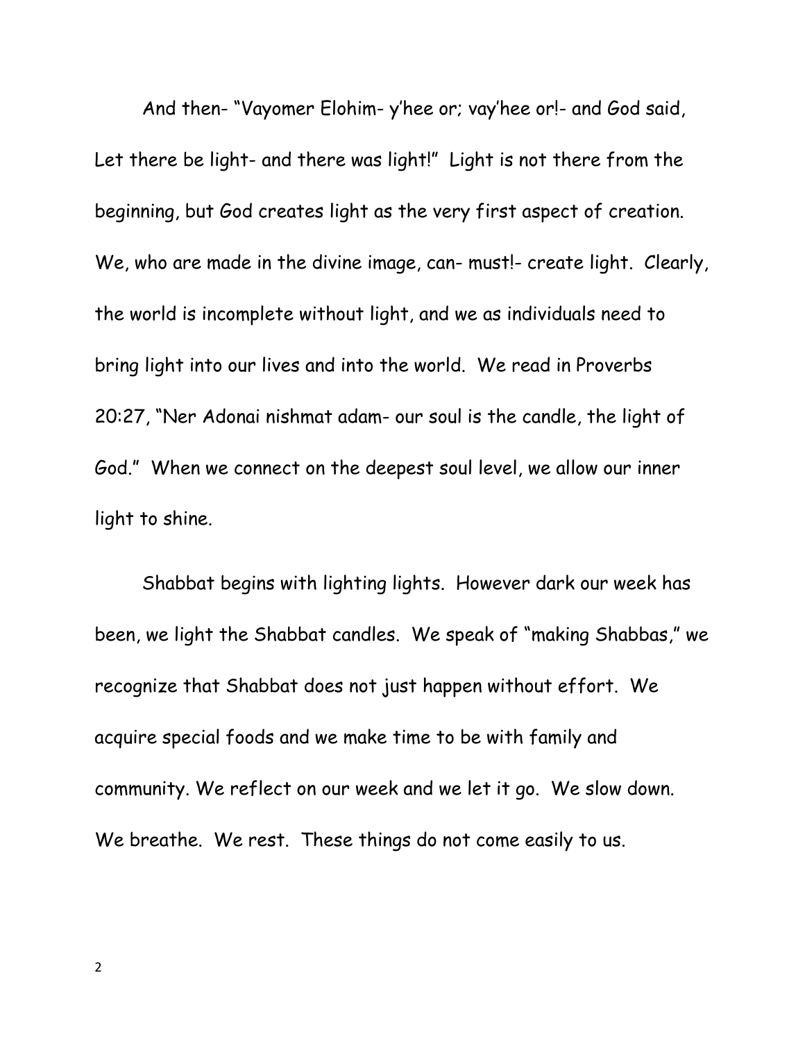And then- "Vayomer Elohim- y'hee or; vay'hee or!- and God said, Let there be light- and there was light!" Light is not there from the beginning, but God creates light as the very first aspect of creation. We, who are made in the divine image, can- must!- create light. Clearly, the world is incomplete without light, and we as individuals need to bring light into our lives and into the world. We read in Proverbs 20:27, "Ner Adonai nishmat adam- our soul is the candle, the light of God." When we connect on the deepest soul level, we allow our inner light to shine.

Shabbat begins with lighting lights. However dark our week has been, we light the Shabbat candles. We speak of "making Shabbas," we recognize that Shabbat does not just happen without effort. We acquire special foods and we make time to be with family and community. We reflect on our week and we let it go. We slow down. We breathe. We rest. These things do not come easily to us.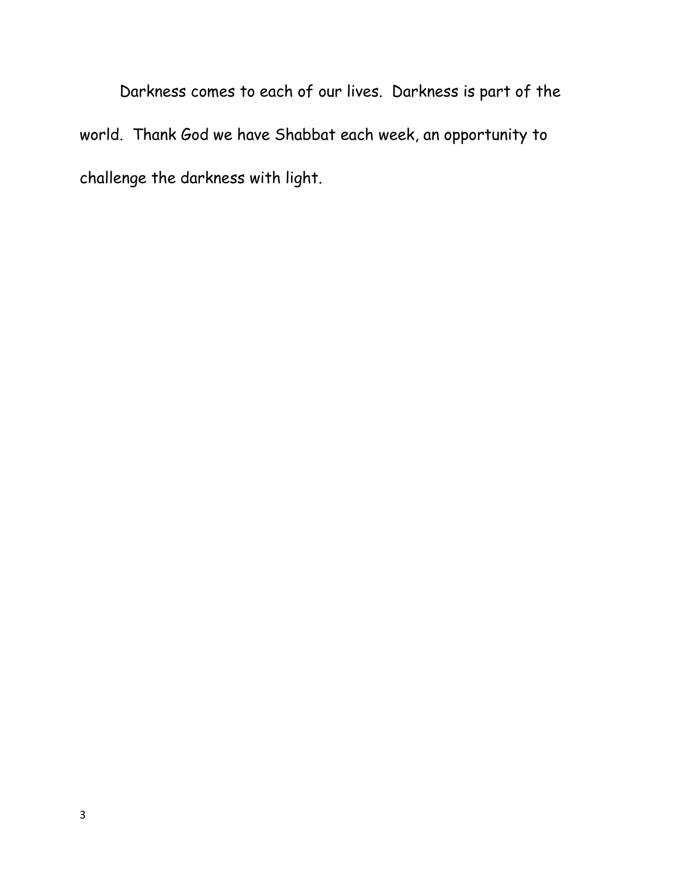Darkness comes to each of our lives. Darkness is part of the world. Thank God we have Shabbat each week, an opportunity to challenge the darkness with light.